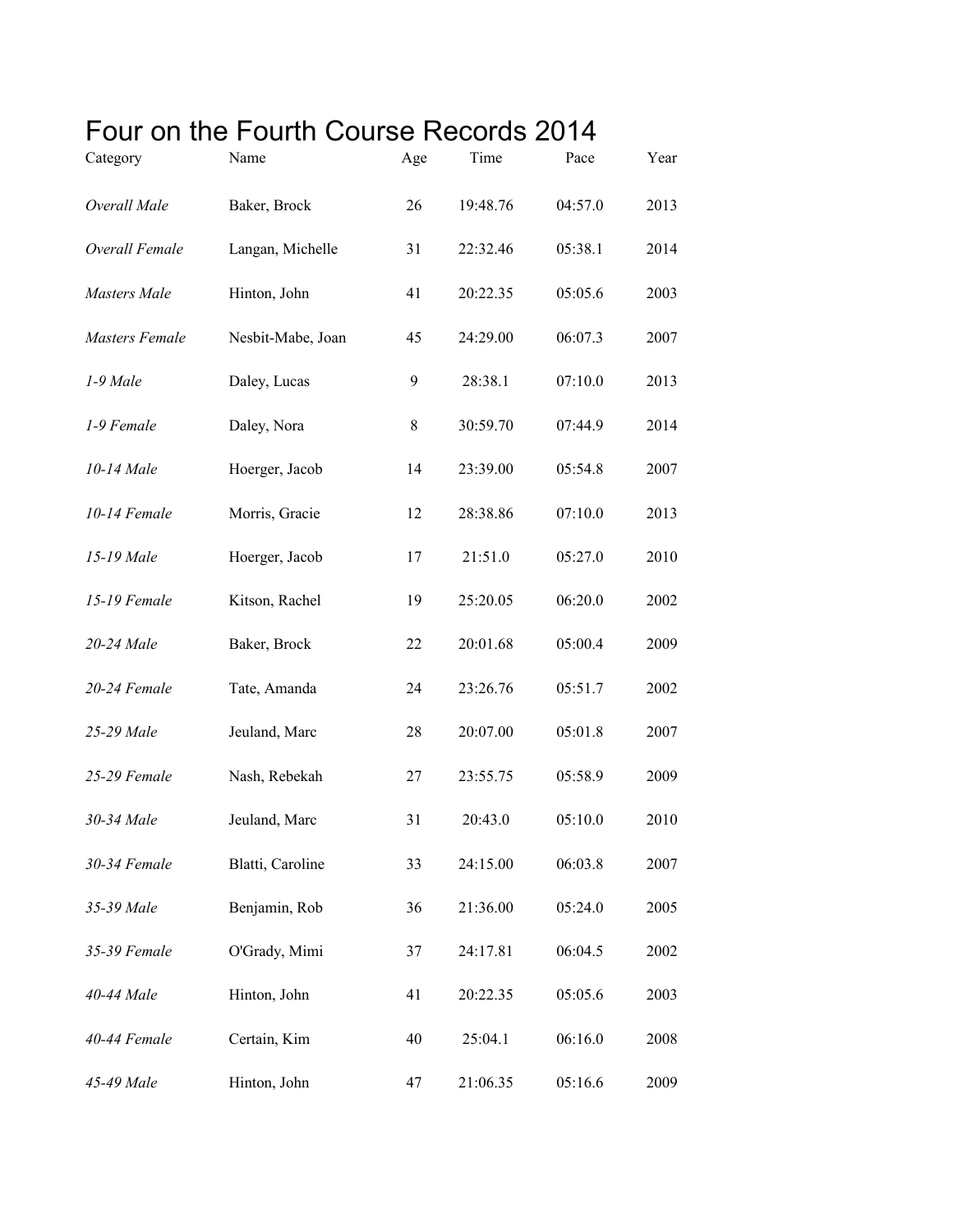# Four on the Fourth Course Records 2014

| Category | Name | Age | Time | Pace | Year |
|---|---|---|---|---|---|
| *Overall Male* | Baker, Brock | 26 | 19:48.76 | 04:57.0 | 2013 |
| *Overall Female* | Langan, Michelle | 31 | 22:32.46 | 05:38.1 | 2014 |
| *Masters Male* | Hinton, John | 41 | 20:22.35 | 05:05.6 | 2003 |
| *Masters Female* | Nesbit-Mabe, Joan | 45 | 24:29.00 | 06:07.3 | 2007 |
| *1-9 Male* | Daley, Lucas | 9 | 28:38.1 | 07:10.0 | 2013 |
| *1-9 Female* | Daley, Nora | 8 | 30:59.70 | 07:44.9 | 2014 |
| *10-14 Male* | Hoerger, Jacob | 14 | 23:39.00 | 05:54.8 | 2007 |
| *10-14 Female* | Morris, Gracie | 12 | 28:38.86 | 07:10.0 | 2013 |
| *15-19 Male* | Hoerger, Jacob | 17 | 21:51.0 | 05:27.0 | 2010 |
| *15-19 Female* | Kitson, Rachel | 19 | 25:20.05 | 06:20.0 | 2002 |
| *20-24 Male* | Baker, Brock | 22 | 20:01.68 | 05:00.4 | 2009 |
| *20-24 Female* | Tate, Amanda | 24 | 23:26.76 | 05:51.7 | 2002 |
| *25-29 Male* | Jeuland, Marc | 28 | 20:07.00 | 05:01.8 | 2007 |
| *25-29 Female* | Nash, Rebekah | 27 | 23:55.75 | 05:58.9 | 2009 |
| *30-34 Male* | Jeuland, Marc | 31 | 20:43.0 | 05:10.0 | 2010 |
| *30-34 Female* | Blatti, Caroline | 33 | 24:15.00 | 06:03.8 | 2007 |
| *35-39 Male* | Benjamin, Rob | 36 | 21:36.00 | 05:24.0 | 2005 |
| *35-39 Female* | O'Grady, Mimi | 37 | 24:17.81 | 06:04.5 | 2002 |
| *40-44 Male* | Hinton, John | 41 | 20:22.35 | 05:05.6 | 2003 |
| *40-44 Female* | Certain, Kim | 40 | 25:04.1 | 06:16.0 | 2008 |
| *45-49 Male* | Hinton, John | 47 | 21:06.35 | 05:16.6 | 2009 |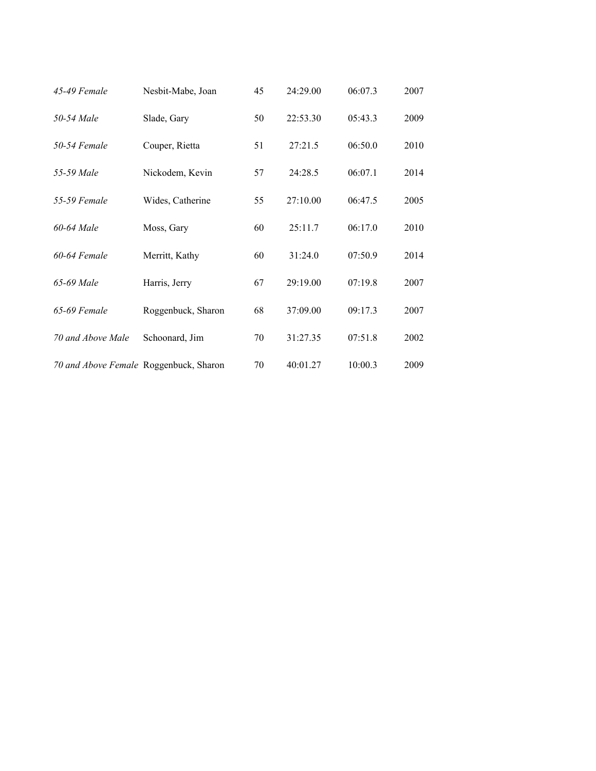| | | | | | |
|---|---|---|---|---|---|
| *45-49 Female* | Nesbit-Mabe, Joan | 45 | 24:29.00 | 06:07.3 | 2007 |
| *50-54 Male* | Slade, Gary | 50 | 22:53.30 | 05:43.3 | 2009 |
| *50-54 Female* | Couper, Rietta | 51 | 27:21.5 | 06:50.0 | 2010 |
| *55-59 Male* | Nickodem, Kevin | 57 | 24:28.5 | 06:07.1 | 2014 |
| *55-59 Female* | Wides, Catherine | 55 | 27:10.00 | 06:47.5 | 2005 |
| *60-64 Male* | Moss, Gary | 60 | 25:11.7 | 06:17.0 | 2010 |
| *60-64 Female* | Merritt, Kathy | 60 | 31:24.0 | 07:50.9 | 2014 |
| *65-69 Male* | Harris, Jerry | 67 | 29:19.00 | 07:19.8 | 2007 |
| *65-69 Female* | Roggenbuck, Sharon | 68 | 37:09.00 | 09:17.3 | 2007 |
| *70 and Above Male* | Schoonard, Jim | 70 | 31:27.35 | 07:51.8 | 2002 |
| *70 and Above Female* | Roggenbuck, Sharon | 70 | 40:01.27 | 10:00.3 | 2009 |